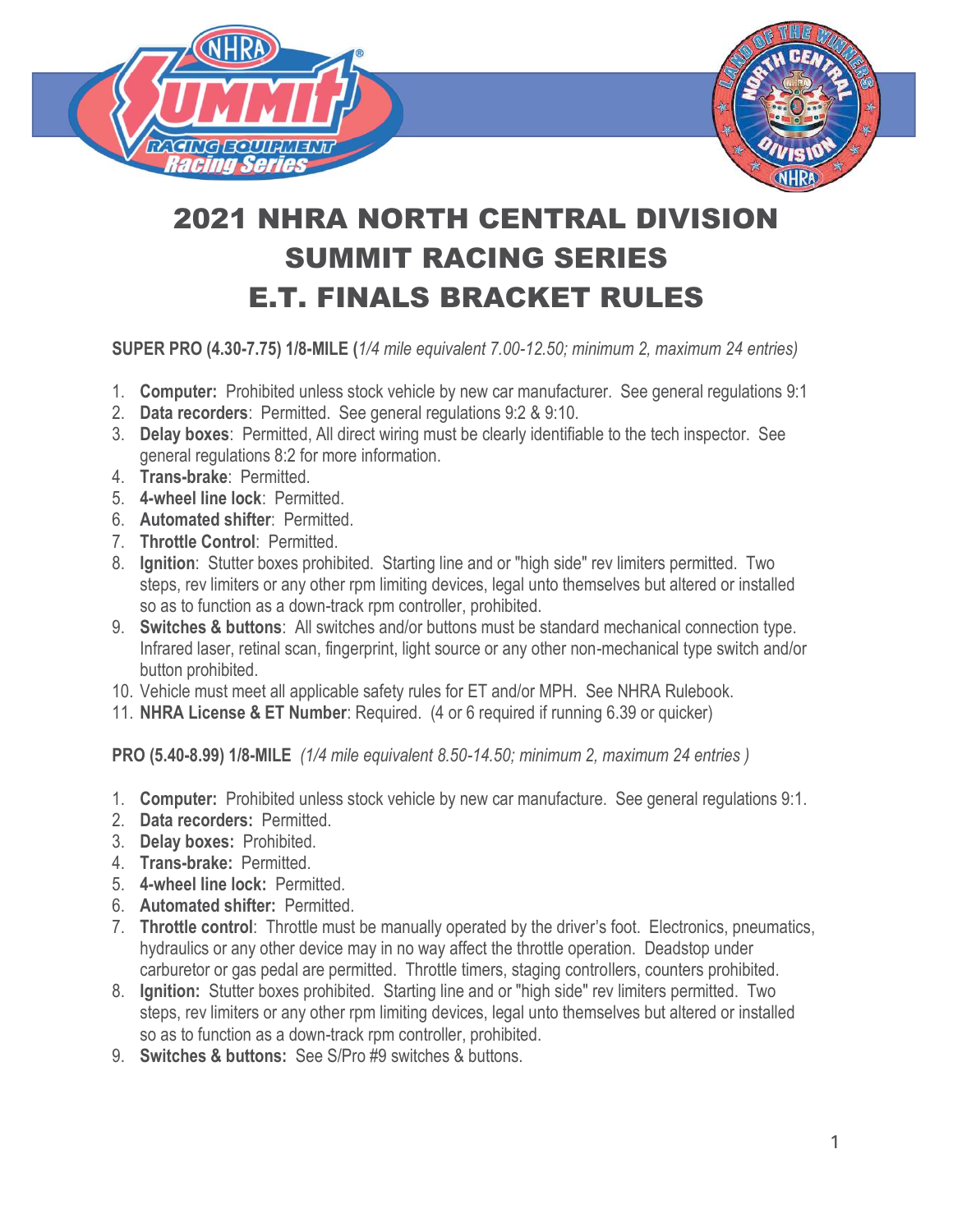# 2021 NHRA NORTH CENTRAL DIVISION SUMMIT RACING SERIES E.T. FINALS BRACKET RULES

**SUPER PRO (4.30-7.75) 1/8-MILE (***1/4 mile equivalent 7.00-12.50; minimum 2, maximum 24 entries)*

1. **Computer:** Prohibited unless stock vehicle by new car manufacturer. See general regulations 9:1
2. **Data recorders**: Permitted. See general regulations 9:2 & 9:10.
3. **Delay boxes**: Permitted, All direct wiring must be clearly identifiable to the tech inspector. See general regulations 8:2 for more information.
4. **Trans-brake**: Permitted.
5. **4-wheel line lock**: Permitted.
6. **Automated shifter**: Permitted.
7. **Throttle Control**: Permitted.
8. **Ignition**: Stutter boxes prohibited. Starting line and or "high side" rev limiters permitted. Two steps, rev limiters or any other rpm limiting devices, legal unto themselves but altered or installed so as to function as a down-track rpm controller, prohibited.
9. **Switches & buttons**: All switches and/or buttons must be standard mechanical connection type. Infrared laser, retinal scan, fingerprint, light source or any other non-mechanical type switch and/or button prohibited.
10. Vehicle must meet all applicable safety rules for ET and/or MPH. See NHRA Rulebook.
11. **NHRA License & ET Number**: Required. (4 or 6 required if running 6.39 or quicker)

**PRO (5.40-8.99) 1/8-MILE** *(1/4 mile equivalent 8.50-14.50; minimum 2, maximum 24 entries )*

1. **Computer:** Prohibited unless stock vehicle by new car manufacture. See general regulations 9:1.
2. **Data recorders:** Permitted.
3. **Delay boxes:** Prohibited.
4. **Trans-brake:** Permitted.
5. **4-wheel line lock:** Permitted.
6. **Automated shifter:** Permitted.
7. **Throttle control**: Throttle must be manually operated by the driver's foot. Electronics, pneumatics, hydraulics or any other device may in no way affect the throttle operation. Deadstop under carburetor or gas pedal are permitted. Throttle timers, staging controllers, counters prohibited.
8. **Ignition:** Stutter boxes prohibited. Starting line and or "high side" rev limiters permitted. Two steps, rev limiters or any other rpm limiting devices, legal unto themselves but altered or installed so as to function as a down-track rpm controller, prohibited.
9. **Switches & buttons:** See S/Pro #9 switches & buttons.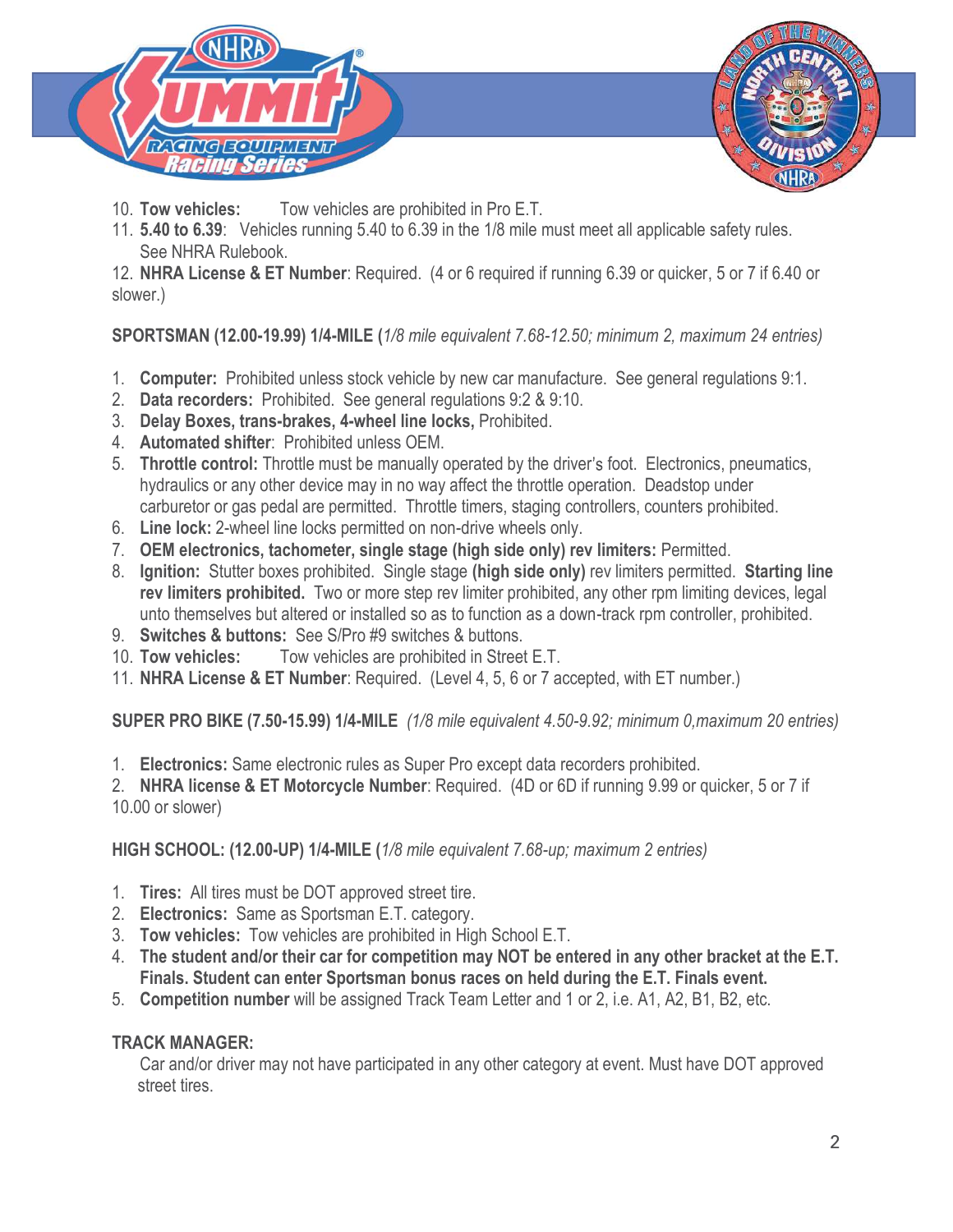10. **Tow vehicles:** Tow vehicles are prohibited in Pro E.T.
11. **5.40 to 6.39**: Vehicles running 5.40 to 6.39 in the 1/8 mile must meet all applicable safety rules. See NHRA Rulebook.
12. **NHRA License & ET Number**: Required. (4 or 6 required if running 6.39 or quicker, 5 or 7 if 6.40 or slower.)

**SPORTSMAN (12.00-19.99) 1/4-MILE (***1/8 mile equivalent 7.68-12.50; minimum 2, maximum 24 entries)*

1. **Computer:** Prohibited unless stock vehicle by new car manufacture. See general regulations 9:1.
2. **Data recorders:** Prohibited. See general regulations 9:2 & 9:10.
3. **Delay Boxes, trans-brakes, 4-wheel line locks,** Prohibited.
4. **Automated shifter**: Prohibited unless OEM.
5. **Throttle control:** Throttle must be manually operated by the driver's foot. Electronics, pneumatics, hydraulics or any other device may in no way affect the throttle operation. Deadstop under carburetor or gas pedal are permitted. Throttle timers, staging controllers, counters prohibited.
6. **Line lock:** 2-wheel line locks permitted on non-drive wheels only.
7. **OEM electronics, tachometer, single stage (high side only) rev limiters:** Permitted.
8. **Ignition:** Stutter boxes prohibited. Single stage **(high side only)** rev limiters permitted. **Starting line rev limiters prohibited.** Two or more step rev limiter prohibited, any other rpm limiting devices, legal unto themselves but altered or installed so as to function as a down-track rpm controller, prohibited.
9. **Switches & buttons:** See S/Pro #9 switches & buttons.
10. **Tow vehicles:** Tow vehicles are prohibited in Street E.T.
11. **NHRA License & ET Number**: Required. (Level 4, 5, 6 or 7 accepted, with ET number.)

**SUPER PRO BIKE (7.50-15.99) 1/4-MILE** *(1/8 mile equivalent 4.50-9.92; minimum 0,maximum 20 entries)*

1. **Electronics:** Same electronic rules as Super Pro except data recorders prohibited.
2. **NHRA license & ET Motorcycle Number**: Required. (4D or 6D if running 9.99 or quicker, 5 or 7 if 10.00 or slower)

**HIGH SCHOOL: (12.00-UP) 1/4-MILE (***1/8 mile equivalent 7.68-up; maximum 2 entries)*

1. **Tires:** All tires must be DOT approved street tire.
2. **Electronics:** Same as Sportsman E.T. category.
3. **Tow vehicles:** Tow vehicles are prohibited in High School E.T.
4. **The student and/or their car for competition may NOT be entered in any other bracket at the E.T. Finals. Student can enter Sportsman bonus races on held during the E.T. Finals event.**
5. **Competition number** will be assigned Track Team Letter and 1 or 2, i.e. A1, A2, B1, B2, etc.

**TRACK MANAGER:**

Car and/or driver may not have participated in any other category at event. Must have DOT approved street tires.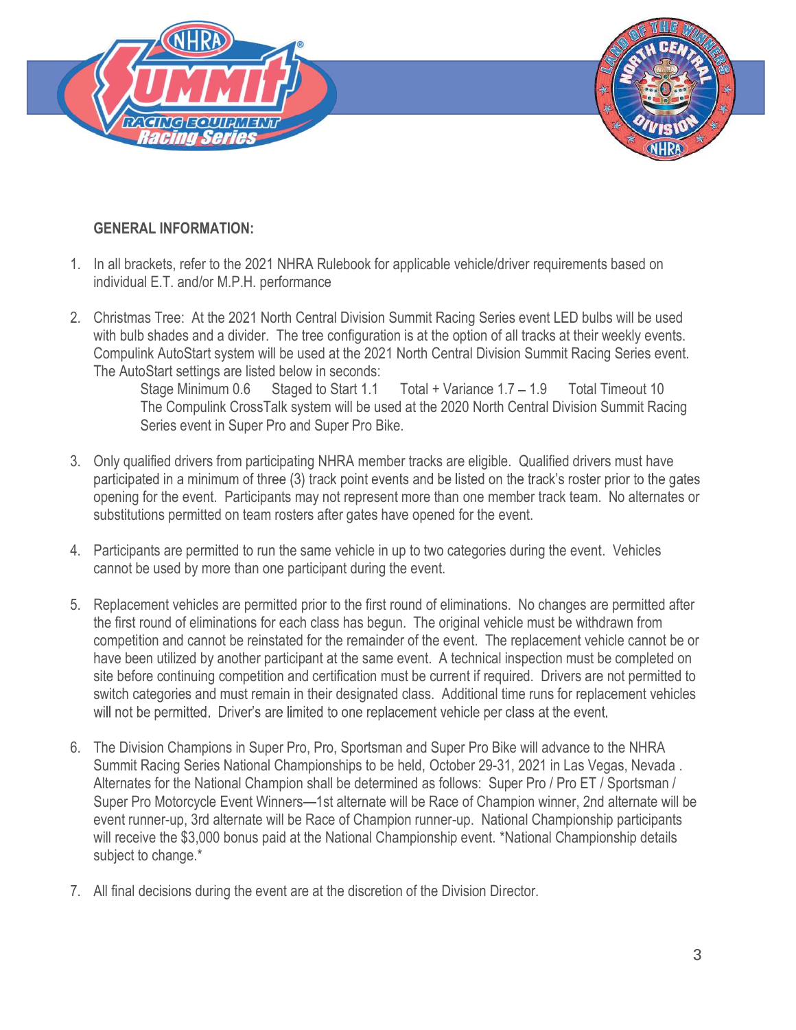**GENERAL INFORMATION:**

1. In all brackets, refer to the 2021 NHRA Rulebook for applicable vehicle/driver requirements based on individual E.T. and/or M.P.H. performance

2. Christmas Tree: At the 2021 North Central Division Summit Racing Series event LED bulbs will be used with bulb shades and a divider. The tree configuration is at the option of all tracks at their weekly events. Compulink AutoStart system will be used at the 2021 North Central Division Summit Racing Series event. The AutoStart settings are listed below in seconds:

   Stage Minimum 0.6 Staged to Start 1.1 Total + Variance 1.7 – 1.9 Total Timeout 10

   The Compulink CrossTalk system will be used at the 2020 North Central Division Summit Racing Series event in Super Pro and Super Pro Bike.

3. Only qualified drivers from participating NHRA member tracks are eligible. Qualified drivers must have participated in a minimum of three (3) track point events and be listed on the track's roster prior to the gates opening for the event. Participants may not represent more than one member track team. No alternates or substitutions permitted on team rosters after gates have opened for the event.

4. Participants are permitted to run the same vehicle in up to two categories during the event. Vehicles cannot be used by more than one participant during the event.

5. Replacement vehicles are permitted prior to the first round of eliminations. No changes are permitted after the first round of eliminations for each class has begun. The original vehicle must be withdrawn from competition and cannot be reinstated for the remainder of the event. The replacement vehicle cannot be or have been utilized by another participant at the same event. A technical inspection must be completed on site before continuing competition and certification must be current if required. Drivers are not permitted to switch categories and must remain in their designated class. Additional time runs for replacement vehicles will not be permitted. Driver's are limited to one replacement vehicle per class at the event.

6. The Division Champions in Super Pro, Pro, Sportsman and Super Pro Bike will advance to the NHRA Summit Racing Series National Championships to be held, October 29-31, 2021 in Las Vegas, Nevada . Alternates for the National Champion shall be determined as follows: Super Pro / Pro ET / Sportsman / Super Pro Motorcycle Event Winners—1st alternate will be Race of Champion winner, 2nd alternate will be event runner-up, 3rd alternate will be Race of Champion runner-up. National Championship participants will receive the $3,000 bonus paid at the National Championship event. *National Championship details subject to change.*

7. All final decisions during the event are at the discretion of the Division Director.